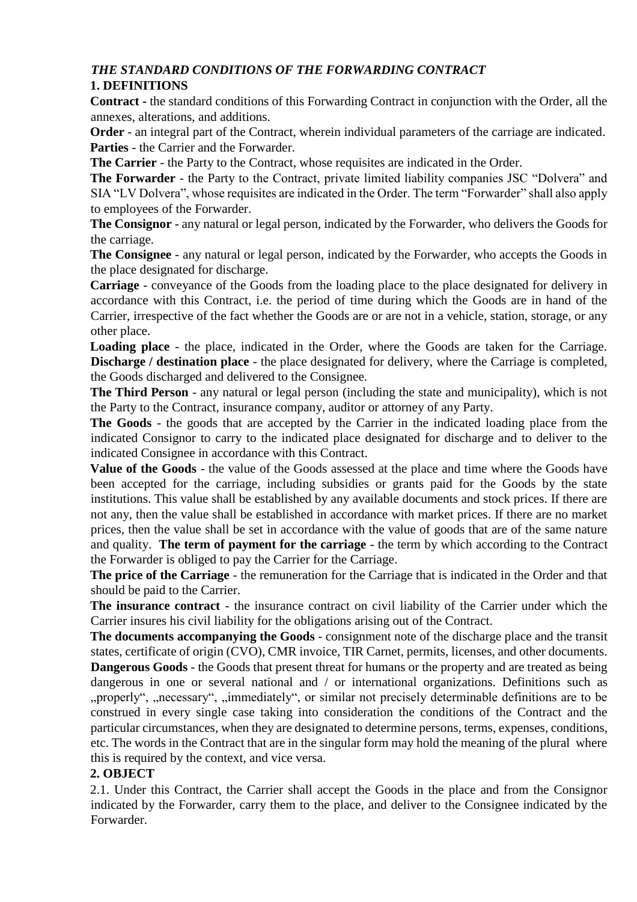***THE STANDARD CONDITIONS OF THE FORWARDING CONTRACT***

**1. DEFINITIONS**

**Contract** - the standard conditions of this Forwarding Contract in conjunction with the Order, all the annexes, alterations, and additions.

**Order** - an integral part of the Contract, wherein individual parameters of the carriage are indicated.

**Parties** - the Carrier and the Forwarder.

**The Carrier** - the Party to the Contract, whose requisites are indicated in the Order.

**The Forwarder** - the Party to the Contract, private limited liability companies JSC "Dolvera" and SIA "LV Dolvera", whose requisites are indicated in the Order. The term "Forwarder" shall also apply to employees of the Forwarder.

**The Consignor** - any natural or legal person, indicated by the Forwarder, who delivers the Goods for the carriage.

**The Consignee** - any natural or legal person, indicated by the Forwarder, who accepts the Goods in the place designated for discharge.

**Carriage** - conveyance of the Goods from the loading place to the place designated for delivery in accordance with this Contract, i.e. the period of time during which the Goods are in hand of the Carrier, irrespective of the fact whether the Goods are or are not in a vehicle, station, storage, or any other place.

**Loading place** - the place, indicated in the Order, where the Goods are taken for the Carriage.

**Discharge / destination place** - the place designated for delivery, where the Carriage is completed, the Goods discharged and delivered to the Consignee.

**The Third Person** - any natural or legal person (including the state and municipality), which is not the Party to the Contract, insurance company, auditor or attorney of any Party.

**The Goods** - the goods that are accepted by the Carrier in the indicated loading place from the indicated Consignor to carry to the indicated place designated for discharge and to deliver to the indicated Consignee in accordance with this Contract.

**Value of the Goods** - the value of the Goods assessed at the place and time where the Goods have been accepted for the carriage, including subsidies or grants paid for the Goods by the state institutions. This value shall be established by any available documents and stock prices. If there are not any, then the value shall be established in accordance with market prices. If there are no market prices, then the value shall be set in accordance with the value of goods that are of the same nature and quality.

**The term of payment for the carriage** - the term by which according to the Contract the Forwarder is obliged to pay the Carrier for the Carriage.

**The price of the Carriage** - the remuneration for the Carriage that is indicated in the Order and that should be paid to the Carrier.

**The insurance contract** - the insurance contract on civil liability of the Carrier under which the Carrier insures his civil liability for the obligations arising out of the Contract.

**The documents accompanying the Goods** - consignment note of the discharge place and the transit states, certificate of origin (CVO), CMR invoice, TIR Carnet, permits, licenses, and other documents.

**Dangerous Goods** - the Goods that present threat for humans or the property and are treated as being dangerous in one or several national and / or international organizations. Definitions such as „properly", „necessary", „immediately", or similar not precisely determinable definitions are to be construed in every single case taking into consideration the conditions of the Contract and the particular circumstances, when they are designated to determine persons, terms, expenses, conditions, etc. The words in the Contract that are in the singular form may hold the meaning of the plural where this is required by the context, and vice versa.

**2. OBJECT**

2.1. Under this Contract, the Carrier shall accept the Goods in the place and from the Consignor indicated by the Forwarder, carry them to the place, and deliver to the Consignee indicated by the Forwarder.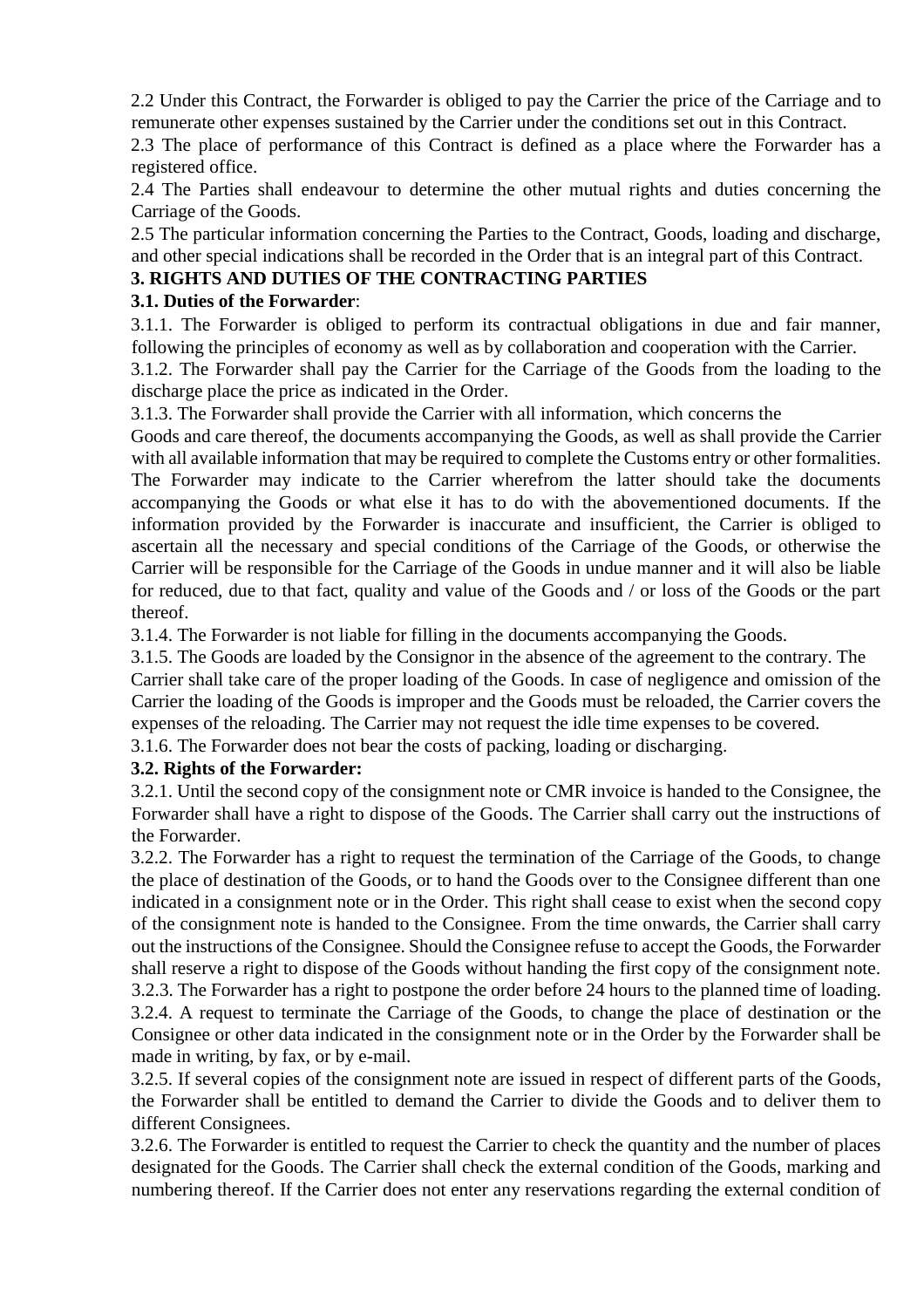2.2 Under this Contract, the Forwarder is obliged to pay the Carrier the price of the Carriage and to remunerate other expenses sustained by the Carrier under the conditions set out in this Contract.

2.3 The place of performance of this Contract is defined as a place where the Forwarder has a registered office.

2.4 The Parties shall endeavour to determine the other mutual rights and duties concerning the Carriage of the Goods.

2.5 The particular information concerning the Parties to the Contract, Goods, loading and discharge, and other special indications shall be recorded in the Order that is an integral part of this Contract.

## 3. RIGHTS AND DUTIES OF THE CONTRACTING PARTIES

### 3.1. Duties of the Forwarder:

3.1.1. The Forwarder is obliged to perform its contractual obligations in due and fair manner, following the principles of economy as well as by collaboration and cooperation with the Carrier.

3.1.2. The Forwarder shall pay the Carrier for the Carriage of the Goods from the loading to the discharge place the price as indicated in the Order.

3.1.3. The Forwarder shall provide the Carrier with all information, which concerns the Goods and care thereof, the documents accompanying the Goods, as well as shall provide the Carrier with all available information that may be required to complete the Customs entry or other formalities. The Forwarder may indicate to the Carrier wherefrom the latter should take the documents accompanying the Goods or what else it has to do with the abovementioned documents. If the information provided by the Forwarder is inaccurate and insufficient, the Carrier is obliged to ascertain all the necessary and special conditions of the Carriage of the Goods, or otherwise the Carrier will be responsible for the Carriage of the Goods in undue manner and it will also be liable for reduced, due to that fact, quality and value of the Goods and / or loss of the Goods or the part thereof.

3.1.4. The Forwarder is not liable for filling in the documents accompanying the Goods.

3.1.5. The Goods are loaded by the Consignor in the absence of the agreement to the contrary. The Carrier shall take care of the proper loading of the Goods. In case of negligence and omission of the Carrier the loading of the Goods is improper and the Goods must be reloaded, the Carrier covers the expenses of the reloading. The Carrier may not request the idle time expenses to be covered.

3.1.6. The Forwarder does not bear the costs of packing, loading or discharging.

### 3.2. Rights of the Forwarder:

3.2.1. Until the second copy of the consignment note or CMR invoice is handed to the Consignee, the Forwarder shall have a right to dispose of the Goods. The Carrier shall carry out the instructions of the Forwarder.

3.2.2. The Forwarder has a right to request the termination of the Carriage of the Goods, to change the place of destination of the Goods, or to hand the Goods over to the Consignee different than one indicated in a consignment note or in the Order. This right shall cease to exist when the second copy of the consignment note is handed to the Consignee. From the time onwards, the Carrier shall carry out the instructions of the Consignee. Should the Consignee refuse to accept the Goods, the Forwarder shall reserve a right to dispose of the Goods without handing the first copy of the consignment note.

3.2.3. The Forwarder has a right to postpone the order before 24 hours to the planned time of loading.

3.2.4. A request to terminate the Carriage of the Goods, to change the place of destination or the Consignee or other data indicated in the consignment note or in the Order by the Forwarder shall be made in writing, by fax, or by e-mail.

3.2.5. If several copies of the consignment note are issued in respect of different parts of the Goods, the Forwarder shall be entitled to demand the Carrier to divide the Goods and to deliver them to different Consignees.

3.2.6. The Forwarder is entitled to request the Carrier to check the quantity and the number of places designated for the Goods. The Carrier shall check the external condition of the Goods, marking and numbering thereof. If the Carrier does not enter any reservations regarding the external condition of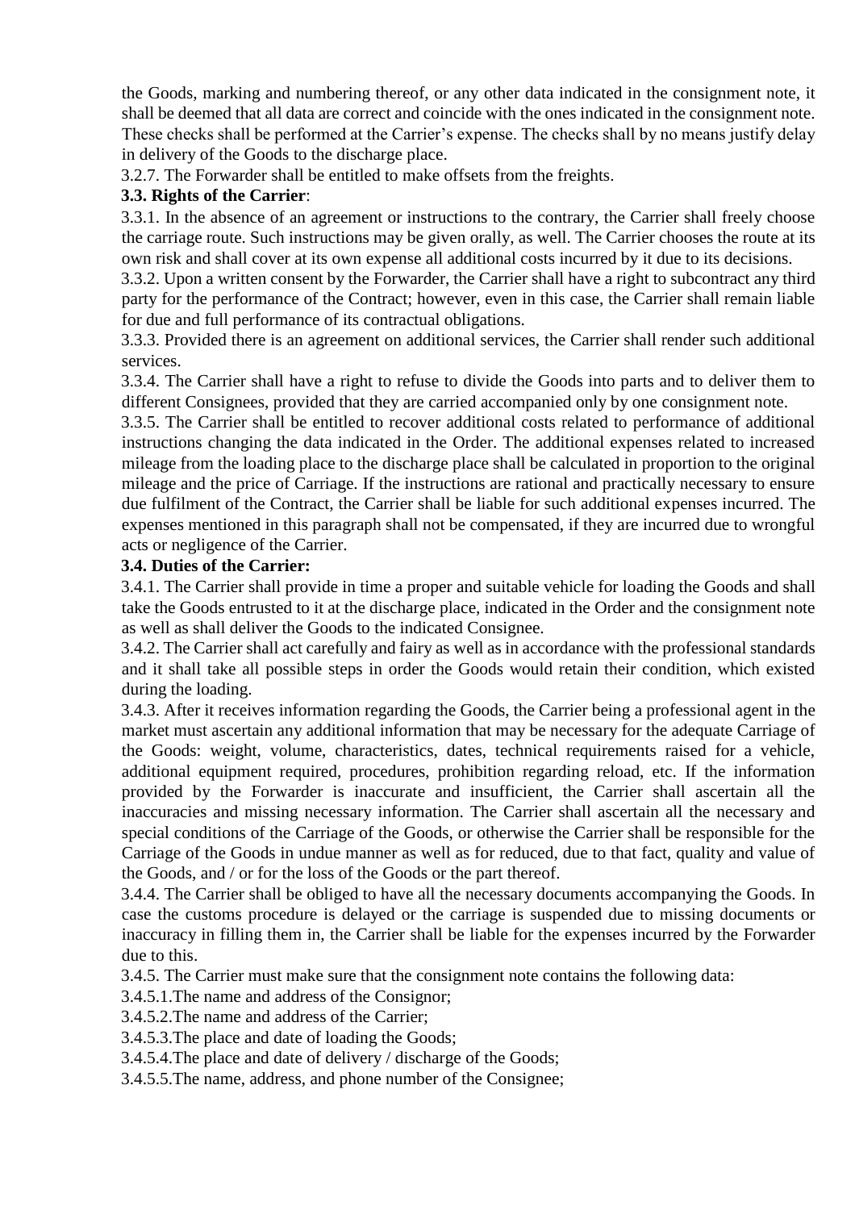the Goods, marking and numbering thereof, or any other data indicated in the consignment note, it shall be deemed that all data are correct and coincide with the ones indicated in the consignment note. These checks shall be performed at the Carrier's expense. The checks shall by no means justify delay in delivery of the Goods to the discharge place.

3.2.7. The Forwarder shall be entitled to make offsets from the freights.

**3.3. Rights of the Carrier**:

3.3.1. In the absence of an agreement or instructions to the contrary, the Carrier shall freely choose the carriage route. Such instructions may be given orally, as well. The Carrier chooses the route at its own risk and shall cover at its own expense all additional costs incurred by it due to its decisions.

3.3.2. Upon a written consent by the Forwarder, the Carrier shall have a right to subcontract any third party for the performance of the Contract; however, even in this case, the Carrier shall remain liable for due and full performance of its contractual obligations.

3.3.3. Provided there is an agreement on additional services, the Carrier shall render such additional services.

3.3.4. The Carrier shall have a right to refuse to divide the Goods into parts and to deliver them to different Consignees, provided that they are carried accompanied only by one consignment note.

3.3.5. The Carrier shall be entitled to recover additional costs related to performance of additional instructions changing the data indicated in the Order. The additional expenses related to increased mileage from the loading place to the discharge place shall be calculated in proportion to the original mileage and the price of Carriage. If the instructions are rational and practically necessary to ensure due fulfilment of the Contract, the Carrier shall be liable for such additional expenses incurred. The expenses mentioned in this paragraph shall not be compensated, if they are incurred due to wrongful acts or negligence of the Carrier.

**3.4. Duties of the Carrier:**

3.4.1. The Carrier shall provide in time a proper and suitable vehicle for loading the Goods and shall take the Goods entrusted to it at the discharge place, indicated in the Order and the consignment note as well as shall deliver the Goods to the indicated Consignee.

3.4.2. The Carrier shall act carefully and fairy as well as in accordance with the professional standards and it shall take all possible steps in order the Goods would retain their condition, which existed during the loading.

3.4.3. After it receives information regarding the Goods, the Carrier being a professional agent in the market must ascertain any additional information that may be necessary for the adequate Carriage of the Goods: weight, volume, characteristics, dates, technical requirements raised for a vehicle, additional equipment required, procedures, prohibition regarding reload, etc. If the information provided by the Forwarder is inaccurate and insufficient, the Carrier shall ascertain all the inaccuracies and missing necessary information. The Carrier shall ascertain all the necessary and special conditions of the Carriage of the Goods, or otherwise the Carrier shall be responsible for the Carriage of the Goods in undue manner as well as for reduced, due to that fact, quality and value of the Goods, and / or for the loss of the Goods or the part thereof.

3.4.4. The Carrier shall be obliged to have all the necessary documents accompanying the Goods. In case the customs procedure is delayed or the carriage is suspended due to missing documents or inaccuracy in filling them in, the Carrier shall be liable for the expenses incurred by the Forwarder due to this.

3.4.5. The Carrier must make sure that the consignment note contains the following data:

3.4.5.1.The name and address of the Consignor;

3.4.5.2.The name and address of the Carrier;

3.4.5.3.The place and date of loading the Goods;

3.4.5.4.The place and date of delivery / discharge of the Goods;

3.4.5.5.The name, address, and phone number of the Consignee;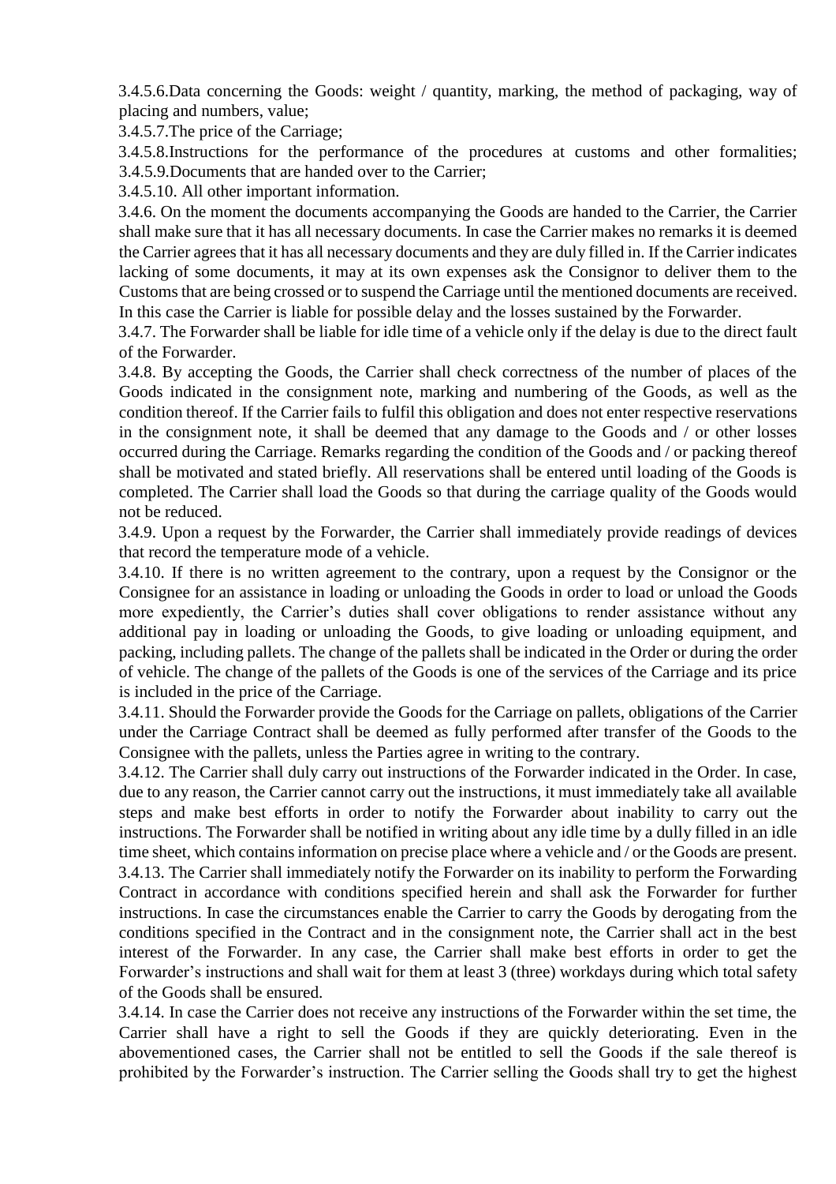3.4.5.6.Data concerning the Goods: weight / quantity, marking, the method of packaging, way of placing and numbers, value;

3.4.5.7.The price of the Carriage;

3.4.5.8.Instructions for the performance of the procedures at customs and other formalities;

3.4.5.9.Documents that are handed over to the Carrier;

3.4.5.10. All other important information.

3.4.6. On the moment the documents accompanying the Goods are handed to the Carrier, the Carrier shall make sure that it has all necessary documents. In case the Carrier makes no remarks it is deemed the Carrier agrees that it has all necessary documents and they are duly filled in. If the Carrier indicates lacking of some documents, it may at its own expenses ask the Consignor to deliver them to the Customs that are being crossed or to suspend the Carriage until the mentioned documents are received. In this case the Carrier is liable for possible delay and the losses sustained by the Forwarder.

3.4.7. The Forwarder shall be liable for idle time of a vehicle only if the delay is due to the direct fault of the Forwarder.

3.4.8. By accepting the Goods, the Carrier shall check correctness of the number of places of the Goods indicated in the consignment note, marking and numbering of the Goods, as well as the condition thereof. If the Carrier fails to fulfil this obligation and does not enter respective reservations in the consignment note, it shall be deemed that any damage to the Goods and / or other losses occurred during the Carriage. Remarks regarding the condition of the Goods and / or packing thereof shall be motivated and stated briefly. All reservations shall be entered until loading of the Goods is completed. The Carrier shall load the Goods so that during the carriage quality of the Goods would not be reduced.

3.4.9. Upon a request by the Forwarder, the Carrier shall immediately provide readings of devices that record the temperature mode of a vehicle.

3.4.10. If there is no written agreement to the contrary, upon a request by the Consignor or the Consignee for an assistance in loading or unloading the Goods in order to load or unload the Goods more expediently, the Carrier's duties shall cover obligations to render assistance without any additional pay in loading or unloading the Goods, to give loading or unloading equipment, and packing, including pallets. The change of the pallets shall be indicated in the Order or during the order of vehicle. The change of the pallets of the Goods is one of the services of the Carriage and its price is included in the price of the Carriage.

3.4.11. Should the Forwarder provide the Goods for the Carriage on pallets, obligations of the Carrier under the Carriage Contract shall be deemed as fully performed after transfer of the Goods to the Consignee with the pallets, unless the Parties agree in writing to the contrary.

3.4.12. The Carrier shall duly carry out instructions of the Forwarder indicated in the Order. In case, due to any reason, the Carrier cannot carry out the instructions, it must immediately take all available steps and make best efforts in order to notify the Forwarder about inability to carry out the instructions. The Forwarder shall be notified in writing about any idle time by a dully filled in an idle time sheet, which contains information on precise place where a vehicle and / or the Goods are present.

3.4.13. The Carrier shall immediately notify the Forwarder on its inability to perform the Forwarding Contract in accordance with conditions specified herein and shall ask the Forwarder for further instructions. In case the circumstances enable the Carrier to carry the Goods by derogating from the conditions specified in the Contract and in the consignment note, the Carrier shall act in the best interest of the Forwarder. In any case, the Carrier shall make best efforts in order to get the Forwarder's instructions and shall wait for them at least 3 (three) workdays during which total safety of the Goods shall be ensured.

3.4.14. In case the Carrier does not receive any instructions of the Forwarder within the set time, the Carrier shall have a right to sell the Goods if they are quickly deteriorating. Even in the abovementioned cases, the Carrier shall not be entitled to sell the Goods if the sale thereof is prohibited by the Forwarder's instruction. The Carrier selling the Goods shall try to get the highest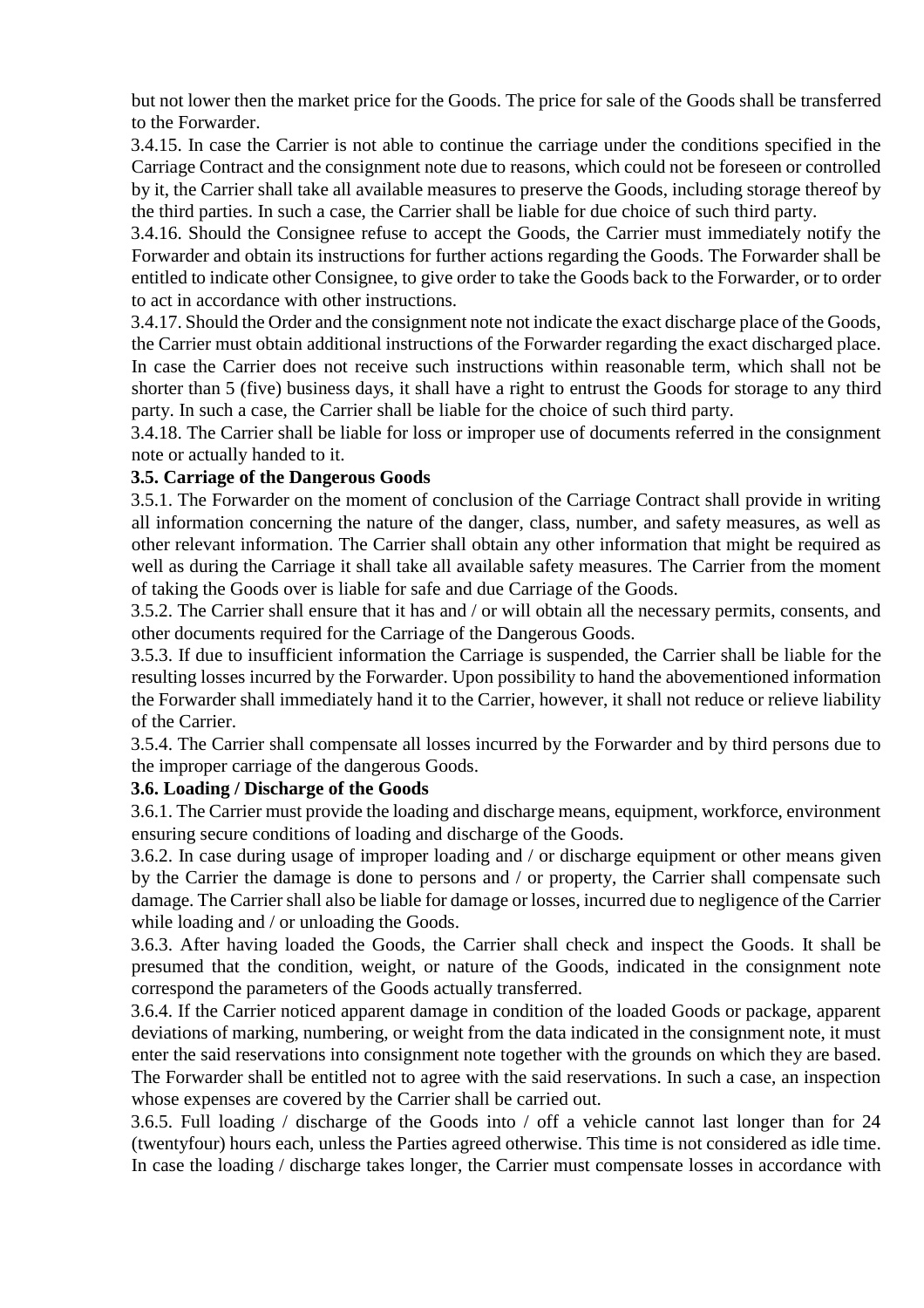but not lower then the market price for the Goods. The price for sale of the Goods shall be transferred to the Forwarder.

3.4.15. In case the Carrier is not able to continue the carriage under the conditions specified in the Carriage Contract and the consignment note due to reasons, which could not be foreseen or controlled by it, the Carrier shall take all available measures to preserve the Goods, including storage thereof by the third parties. In such a case, the Carrier shall be liable for due choice of such third party.

3.4.16. Should the Consignee refuse to accept the Goods, the Carrier must immediately notify the Forwarder and obtain its instructions for further actions regarding the Goods. The Forwarder shall be entitled to indicate other Consignee, to give order to take the Goods back to the Forwarder, or to order to act in accordance with other instructions.

3.4.17. Should the Order and the consignment note not indicate the exact discharge place of the Goods, the Carrier must obtain additional instructions of the Forwarder regarding the exact discharged place. In case the Carrier does not receive such instructions within reasonable term, which shall not be shorter than 5 (five) business days, it shall have a right to entrust the Goods for storage to any third party. In such a case, the Carrier shall be liable for the choice of such third party.

3.4.18. The Carrier shall be liable for loss or improper use of documents referred in the consignment note or actually handed to it.

**3.5. Carriage of the Dangerous Goods**

3.5.1. The Forwarder on the moment of conclusion of the Carriage Contract shall provide in writing all information concerning the nature of the danger, class, number, and safety measures, as well as other relevant information. The Carrier shall obtain any other information that might be required as well as during the Carriage it shall take all available safety measures. The Carrier from the moment of taking the Goods over is liable for safe and due Carriage of the Goods.

3.5.2. The Carrier shall ensure that it has and / or will obtain all the necessary permits, consents, and other documents required for the Carriage of the Dangerous Goods.

3.5.3. If due to insufficient information the Carriage is suspended, the Carrier shall be liable for the resulting losses incurred by the Forwarder. Upon possibility to hand the abovementioned information the Forwarder shall immediately hand it to the Carrier, however, it shall not reduce or relieve liability of the Carrier.

3.5.4. The Carrier shall compensate all losses incurred by the Forwarder and by third persons due to the improper carriage of the dangerous Goods.

**3.6. Loading / Discharge of the Goods**

3.6.1. The Carrier must provide the loading and discharge means, equipment, workforce, environment ensuring secure conditions of loading and discharge of the Goods.

3.6.2. In case during usage of improper loading and / or discharge equipment or other means given by the Carrier the damage is done to persons and / or property, the Carrier shall compensate such damage. The Carrier shall also be liable for damage or losses, incurred due to negligence of the Carrier while loading and / or unloading the Goods.

3.6.3. After having loaded the Goods, the Carrier shall check and inspect the Goods. It shall be presumed that the condition, weight, or nature of the Goods, indicated in the consignment note correspond the parameters of the Goods actually transferred.

3.6.4. If the Carrier noticed apparent damage in condition of the loaded Goods or package, apparent deviations of marking, numbering, or weight from the data indicated in the consignment note, it must enter the said reservations into consignment note together with the grounds on which they are based. The Forwarder shall be entitled not to agree with the said reservations. In such a case, an inspection whose expenses are covered by the Carrier shall be carried out.

3.6.5. Full loading / discharge of the Goods into / off a vehicle cannot last longer than for 24 (twentyfour) hours each, unless the Parties agreed otherwise. This time is not considered as idle time. In case the loading / discharge takes longer, the Carrier must compensate losses in accordance with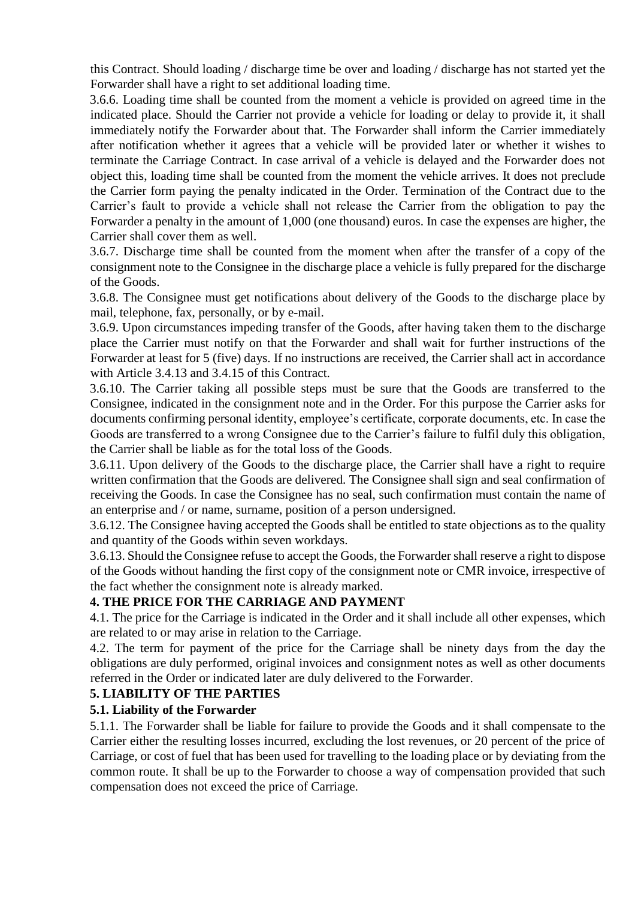this Contract. Should loading / discharge time be over and loading / discharge has not started yet the Forwarder shall have a right to set additional loading time.

3.6.6. Loading time shall be counted from the moment a vehicle is provided on agreed time in the indicated place. Should the Carrier not provide a vehicle for loading or delay to provide it, it shall immediately notify the Forwarder about that. The Forwarder shall inform the Carrier immediately after notification whether it agrees that a vehicle will be provided later or whether it wishes to terminate the Carriage Contract. In case arrival of a vehicle is delayed and the Forwarder does not object this, loading time shall be counted from the moment the vehicle arrives. It does not preclude the Carrier form paying the penalty indicated in the Order. Termination of the Contract due to the Carrier's fault to provide a vehicle shall not release the Carrier from the obligation to pay the Forwarder a penalty in the amount of 1,000 (one thousand) euros. In case the expenses are higher, the Carrier shall cover them as well.

3.6.7. Discharge time shall be counted from the moment when after the transfer of a copy of the consignment note to the Consignee in the discharge place a vehicle is fully prepared for the discharge of the Goods.

3.6.8. The Consignee must get notifications about delivery of the Goods to the discharge place by mail, telephone, fax, personally, or by e-mail.

3.6.9. Upon circumstances impeding transfer of the Goods, after having taken them to the discharge place the Carrier must notify on that the Forwarder and shall wait for further instructions of the Forwarder at least for 5 (five) days. If no instructions are received, the Carrier shall act in accordance with Article 3.4.13 and 3.4.15 of this Contract.

3.6.10. The Carrier taking all possible steps must be sure that the Goods are transferred to the Consignee, indicated in the consignment note and in the Order. For this purpose the Carrier asks for documents confirming personal identity, employee's certificate, corporate documents, etc. In case the Goods are transferred to a wrong Consignee due to the Carrier's failure to fulfil duly this obligation, the Carrier shall be liable as for the total loss of the Goods.

3.6.11. Upon delivery of the Goods to the discharge place, the Carrier shall have a right to require written confirmation that the Goods are delivered. The Consignee shall sign and seal confirmation of receiving the Goods. In case the Consignee has no seal, such confirmation must contain the name of an enterprise and / or name, surname, position of a person undersigned.

3.6.12. The Consignee having accepted the Goods shall be entitled to state objections as to the quality and quantity of the Goods within seven workdays.

3.6.13. Should the Consignee refuse to accept the Goods, the Forwarder shall reserve a right to dispose of the Goods without handing the first copy of the consignment note or CMR invoice, irrespective of the fact whether the consignment note is already marked.

## 4. THE PRICE FOR THE CARRIAGE AND PAYMENT

4.1. The price for the Carriage is indicated in the Order and it shall include all other expenses, which are related to or may arise in relation to the Carriage.

4.2. The term for payment of the price for the Carriage shall be ninety days from the day the obligations are duly performed, original invoices and consignment notes as well as other documents referred in the Order or indicated later are duly delivered to the Forwarder.

## 5. LIABILITY OF THE PARTIES

### 5.1. Liability of the Forwarder

5.1.1. The Forwarder shall be liable for failure to provide the Goods and it shall compensate to the Carrier either the resulting losses incurred, excluding the lost revenues, or 20 percent of the price of Carriage, or cost of fuel that has been used for travelling to the loading place or by deviating from the common route. It shall be up to the Forwarder to choose a way of compensation provided that such compensation does not exceed the price of Carriage.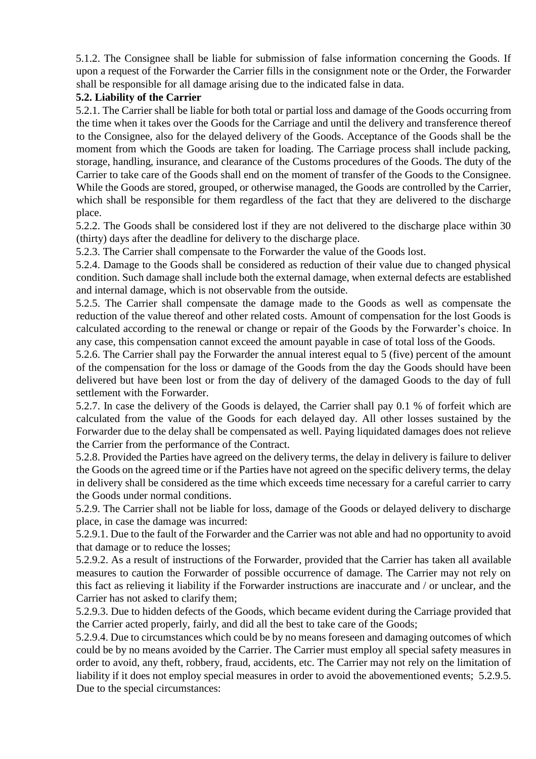5.1.2. The Consignee shall be liable for submission of false information concerning the Goods. If upon a request of the Forwarder the Carrier fills in the consignment note or the Order, the Forwarder shall be responsible for all damage arising due to the indicated false in data.

**5.2. Liability of the Carrier**

5.2.1. The Carrier shall be liable for both total or partial loss and damage of the Goods occurring from the time when it takes over the Goods for the Carriage and until the delivery and transference thereof to the Consignee, also for the delayed delivery of the Goods. Acceptance of the Goods shall be the moment from which the Goods are taken for loading. The Carriage process shall include packing, storage, handling, insurance, and clearance of the Customs procedures of the Goods. The duty of the Carrier to take care of the Goods shall end on the moment of transfer of the Goods to the Consignee. While the Goods are stored, grouped, or otherwise managed, the Goods are controlled by the Carrier, which shall be responsible for them regardless of the fact that they are delivered to the discharge place.

5.2.2. The Goods shall be considered lost if they are not delivered to the discharge place within 30 (thirty) days after the deadline for delivery to the discharge place.

5.2.3. The Carrier shall compensate to the Forwarder the value of the Goods lost.

5.2.4. Damage to the Goods shall be considered as reduction of their value due to changed physical condition. Such damage shall include both the external damage, when external defects are established and internal damage, which is not observable from the outside.

5.2.5. The Carrier shall compensate the damage made to the Goods as well as compensate the reduction of the value thereof and other related costs. Amount of compensation for the lost Goods is calculated according to the renewal or change or repair of the Goods by the Forwarder's choice. In any case, this compensation cannot exceed the amount payable in case of total loss of the Goods.

5.2.6. The Carrier shall pay the Forwarder the annual interest equal to 5 (five) percent of the amount of the compensation for the loss or damage of the Goods from the day the Goods should have been delivered but have been lost or from the day of delivery of the damaged Goods to the day of full settlement with the Forwarder.

5.2.7. In case the delivery of the Goods is delayed, the Carrier shall pay 0.1 % of forfeit which are calculated from the value of the Goods for each delayed day. All other losses sustained by the Forwarder due to the delay shall be compensated as well. Paying liquidated damages does not relieve the Carrier from the performance of the Contract.

5.2.8. Provided the Parties have agreed on the delivery terms, the delay in delivery is failure to deliver the Goods on the agreed time or if the Parties have not agreed on the specific delivery terms, the delay in delivery shall be considered as the time which exceeds time necessary for a careful carrier to carry the Goods under normal conditions.

5.2.9. The Carrier shall not be liable for loss, damage of the Goods or delayed delivery to discharge place, in case the damage was incurred:

5.2.9.1. Due to the fault of the Forwarder and the Carrier was not able and had no opportunity to avoid that damage or to reduce the losses;

5.2.9.2. As a result of instructions of the Forwarder, provided that the Carrier has taken all available measures to caution the Forwarder of possible occurrence of damage. The Carrier may not rely on this fact as relieving it liability if the Forwarder instructions are inaccurate and / or unclear, and the Carrier has not asked to clarify them;

5.2.9.3. Due to hidden defects of the Goods, which became evident during the Carriage provided that the Carrier acted properly, fairly, and did all the best to take care of the Goods;

5.2.9.4. Due to circumstances which could be by no means foreseen and damaging outcomes of which could be by no means avoided by the Carrier. The Carrier must employ all special safety measures in order to avoid, any theft, robbery, fraud, accidents, etc. The Carrier may not rely on the limitation of liability if it does not employ special measures in order to avoid the abovementioned events;

5.2.9.5. Due to the special circumstances: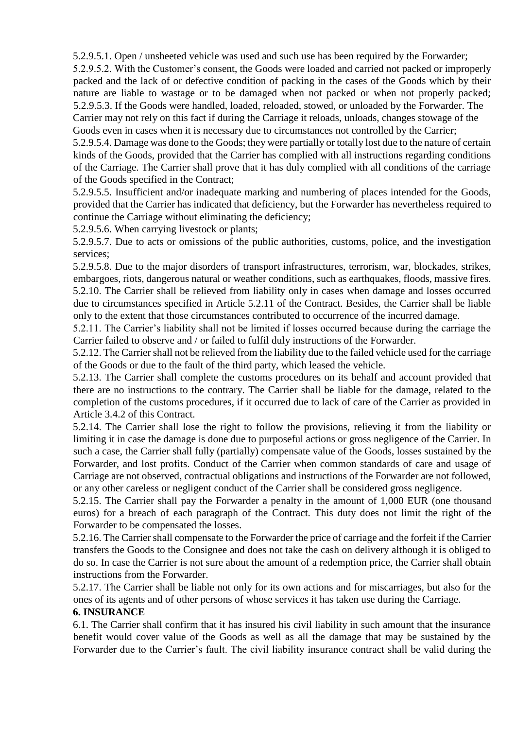5.2.9.5.1. Open / unsheeted vehicle was used and such use has been required by the Forwarder;

5.2.9.5.2. With the Customer's consent, the Goods were loaded and carried not packed or improperly packed and the lack of or defective condition of packing in the cases of the Goods which by their nature are liable to wastage or to be damaged when not packed or when not properly packed;

5.2.9.5.3. If the Goods were handled, loaded, reloaded, stowed, or unloaded by the Forwarder. The Carrier may not rely on this fact if during the Carriage it reloads, unloads, changes stowage of the Goods even in cases when it is necessary due to circumstances not controlled by the Carrier;

5.2.9.5.4. Damage was done to the Goods; they were partially or totally lost due to the nature of certain kinds of the Goods, provided that the Carrier has complied with all instructions regarding conditions of the Carriage. The Carrier shall prove that it has duly complied with all conditions of the carriage of the Goods specified in the Contract;

5.2.9.5.5. Insufficient and/or inadequate marking and numbering of places intended for the Goods, provided that the Carrier has indicated that deficiency, but the Forwarder has nevertheless required to continue the Carriage without eliminating the deficiency;

5.2.9.5.6. When carrying livestock or plants;

5.2.9.5.7. Due to acts or omissions of the public authorities, customs, police, and the investigation services;

5.2.9.5.8. Due to the major disorders of transport infrastructures, terrorism, war, blockades, strikes, embargoes, riots, dangerous natural or weather conditions, such as earthquakes, floods, massive fires.

5.2.10. The Carrier shall be relieved from liability only in cases when damage and losses occurred due to circumstances specified in Article 5.2.11 of the Contract. Besides, the Carrier shall be liable only to the extent that those circumstances contributed to occurrence of the incurred damage.

5.2.11. The Carrier's liability shall not be limited if losses occurred because during the carriage the Carrier failed to observe and / or failed to fulfil duly instructions of the Forwarder.

5.2.12. The Carrier shall not be relieved from the liability due to the failed vehicle used for the carriage of the Goods or due to the fault of the third party, which leased the vehicle.

5.2.13. The Carrier shall complete the customs procedures on its behalf and account provided that there are no instructions to the contrary. The Carrier shall be liable for the damage, related to the completion of the customs procedures, if it occurred due to lack of care of the Carrier as provided in Article 3.4.2 of this Contract.

5.2.14. The Carrier shall lose the right to follow the provisions, relieving it from the liability or limiting it in case the damage is done due to purposeful actions or gross negligence of the Carrier. In such a case, the Carrier shall fully (partially) compensate value of the Goods, losses sustained by the Forwarder, and lost profits. Conduct of the Carrier when common standards of care and usage of Carriage are not observed, contractual obligations and instructions of the Forwarder are not followed, or any other careless or negligent conduct of the Carrier shall be considered gross negligence.

5.2.15. The Carrier shall pay the Forwarder a penalty in the amount of 1,000 EUR (one thousand euros) for a breach of each paragraph of the Contract. This duty does not limit the right of the Forwarder to be compensated the losses.

5.2.16. The Carrier shall compensate to the Forwarder the price of carriage and the forfeit if the Carrier transfers the Goods to the Consignee and does not take the cash on delivery although it is obliged to do so. In case the Carrier is not sure about the amount of a redemption price, the Carrier shall obtain instructions from the Forwarder.

5.2.17. The Carrier shall be liable not only for its own actions and for miscarriages, but also for the ones of its agents and of other persons of whose services it has taken use during the Carriage.

**6. INSURANCE**

6.1. The Carrier shall confirm that it has insured his civil liability in such amount that the insurance benefit would cover value of the Goods as well as all the damage that may be sustained by the Forwarder due to the Carrier's fault. The civil liability insurance contract shall be valid during the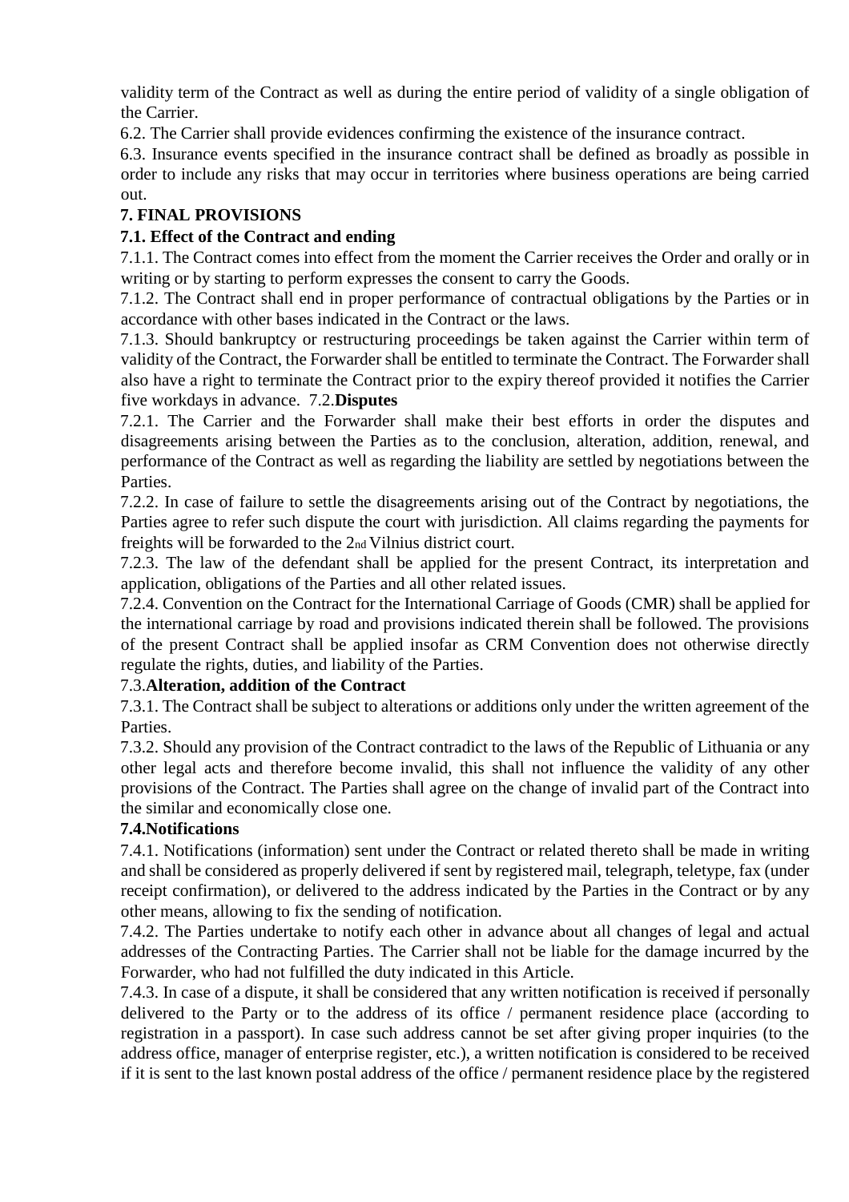validity term of the Contract as well as during the entire period of validity of a single obligation of the Carrier.

6.2. The Carrier shall provide evidences confirming the existence of the insurance contract.

6.3. Insurance events specified in the insurance contract shall be defined as broadly as possible in order to include any risks that may occur in territories where business operations are being carried out.

**7. FINAL PROVISIONS**

**7.1. Effect of the Contract and ending**

7.1.1. The Contract comes into effect from the moment the Carrier receives the Order and orally or in writing or by starting to perform expresses the consent to carry the Goods.

7.1.2. The Contract shall end in proper performance of contractual obligations by the Parties or in accordance with other bases indicated in the Contract or the laws.

7.1.3. Should bankruptcy or restructuring proceedings be taken against the Carrier within term of validity of the Contract, the Forwarder shall be entitled to terminate the Contract. The Forwarder shall also have a right to terminate the Contract prior to the expiry thereof provided it notifies the Carrier five workdays in advance. 7.2.**Disputes**

7.2.1. The Carrier and the Forwarder shall make their best efforts in order the disputes and disagreements arising between the Parties as to the conclusion, alteration, addition, renewal, and performance of the Contract as well as regarding the liability are settled by negotiations between the Parties.

7.2.2. In case of failure to settle the disagreements arising out of the Contract by negotiations, the Parties agree to refer such dispute the court with jurisdiction. All claims regarding the payments for freights will be forwarded to the 2nd Vilnius district court.

7.2.3. The law of the defendant shall be applied for the present Contract, its interpretation and application, obligations of the Parties and all other related issues.

7.2.4. Convention on the Contract for the International Carriage of Goods (CMR) shall be applied for the international carriage by road and provisions indicated therein shall be followed. The provisions of the present Contract shall be applied insofar as CRM Convention does not otherwise directly regulate the rights, duties, and liability of the Parties.

7.3.**Alteration, addition of the Contract**

7.3.1. The Contract shall be subject to alterations or additions only under the written agreement of the Parties.

7.3.2. Should any provision of the Contract contradict to the laws of the Republic of Lithuania or any other legal acts and therefore become invalid, this shall not influence the validity of any other provisions of the Contract. The Parties shall agree on the change of invalid part of the Contract into the similar and economically close one.

**7.4.Notifications**

7.4.1. Notifications (information) sent under the Contract or related thereto shall be made in writing and shall be considered as properly delivered if sent by registered mail, telegraph, teletype, fax (under receipt confirmation), or delivered to the address indicated by the Parties in the Contract or by any other means, allowing to fix the sending of notification.

7.4.2. The Parties undertake to notify each other in advance about all changes of legal and actual addresses of the Contracting Parties. The Carrier shall not be liable for the damage incurred by the Forwarder, who had not fulfilled the duty indicated in this Article.

7.4.3. In case of a dispute, it shall be considered that any written notification is received if personally delivered to the Party or to the address of its office / permanent residence place (according to registration in a passport). In case such address cannot be set after giving proper inquiries (to the address office, manager of enterprise register, etc.), a written notification is considered to be received if it is sent to the last known postal address of the office / permanent residence place by the registered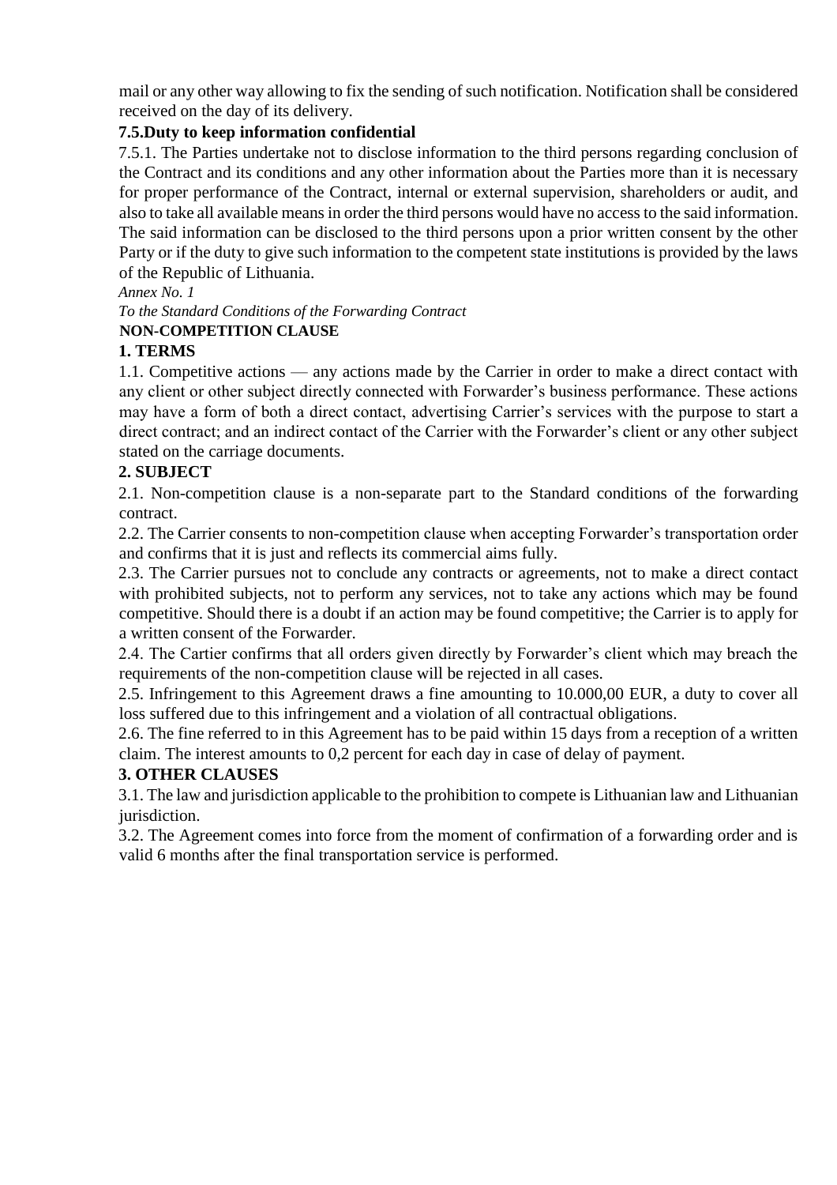mail or any other way allowing to fix the sending of such notification. Notification shall be considered received on the day of its delivery.

### 7.5. Duty to keep information confidential

7.5.1. The Parties undertake not to disclose information to the third persons regarding conclusion of the Contract and its conditions and any other information about the Parties more than it is necessary for proper performance of the Contract, internal or external supervision, shareholders or audit, and also to take all available means in order the third persons would have no access to the said information. The said information can be disclosed to the third persons upon a prior written consent by the other Party or if the duty to give such information to the competent state institutions is provided by the laws of the Republic of Lithuania.

*Annex No. 1*

*To the Standard Conditions of the Forwarding Contract*

## NON-COMPETITION CLAUSE

### 1. TERMS

1.1. Competitive actions — any actions made by the Carrier in order to make a direct contact with any client or other subject directly connected with Forwarder's business performance. These actions may have a form of both a direct contact, advertising Carrier's services with the purpose to start a direct contract; and an indirect contact of the Carrier with the Forwarder's client or any other subject stated on the carriage documents.

### 2. SUBJECT

2.1. Non-competition clause is a non-separate part to the Standard conditions of the forwarding contract.

2.2. The Carrier consents to non-competition clause when accepting Forwarder's transportation order and confirms that it is just and reflects its commercial aims fully.

2.3. The Carrier pursues not to conclude any contracts or agreements, not to make a direct contact with prohibited subjects, not to perform any services, not to take any actions which may be found competitive. Should there is a doubt if an action may be found competitive; the Carrier is to apply for a written consent of the Forwarder.

2.4. The Cartier confirms that all orders given directly by Forwarder's client which may breach the requirements of the non-competition clause will be rejected in all cases.

2.5. Infringement to this Agreement draws a fine amounting to 10.000,00 EUR, a duty to cover all loss suffered due to this infringement and a violation of all contractual obligations.

2.6. The fine referred to in this Agreement has to be paid within 15 days from a reception of a written claim. The interest amounts to 0,2 percent for each day in case of delay of payment.

### 3. OTHER CLAUSES

3.1. The law and jurisdiction applicable to the prohibition to compete is Lithuanian law and Lithuanian jurisdiction.

3.2. The Agreement comes into force from the moment of confirmation of a forwarding order and is valid 6 months after the final transportation service is performed.